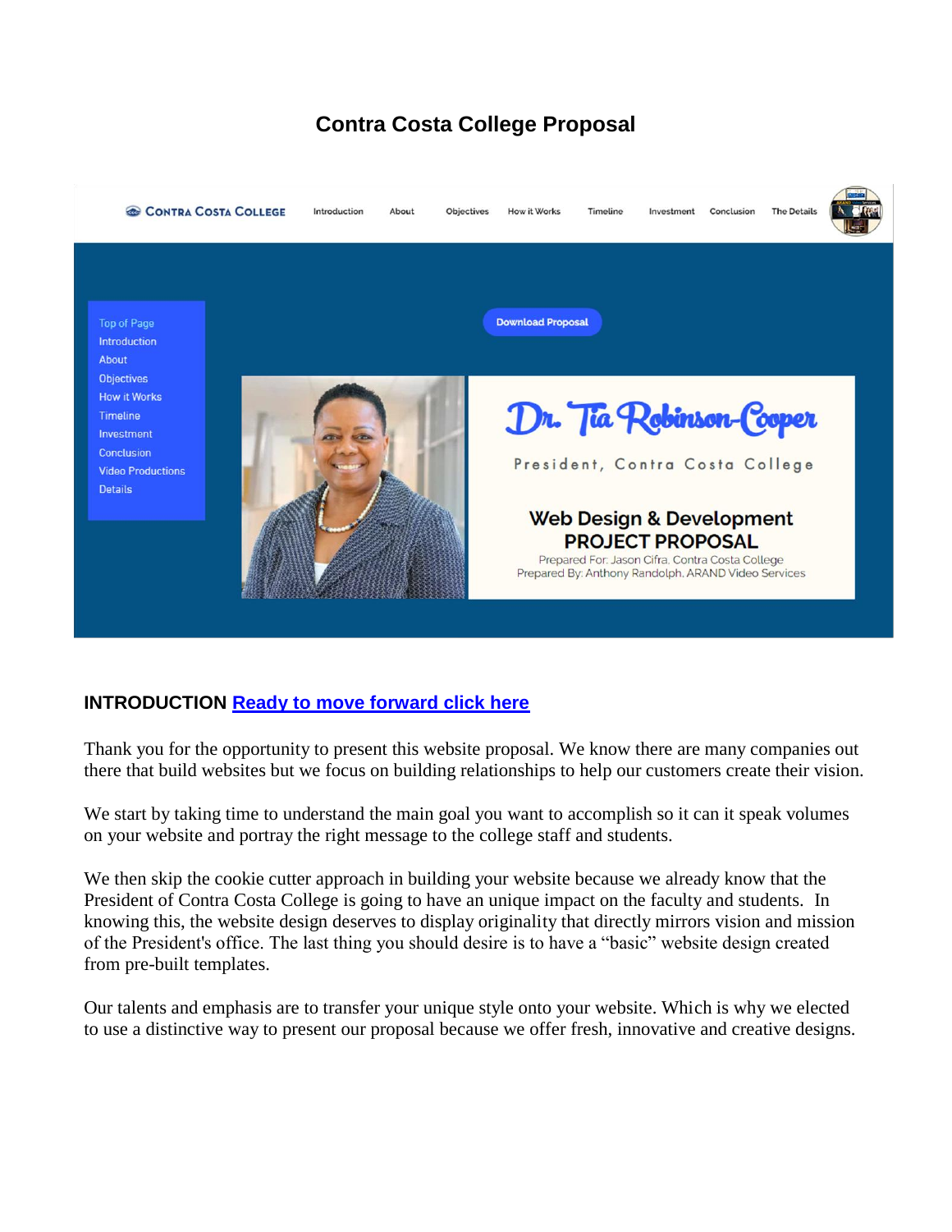# Contra Costa College Proposal

Contra Costa College | Introduction | About | Objectives | How it Works | Timeline | Investment | Conclusion | The Details

- Top of Page
- Introduction
- About
- Objectives
- How it Works
- Timeline
- Investment
- Conclusion
- Video Productions
- Details

Download Proposal

Dr. Tia Robinson-Cooper

President, Contra Costa College

Web Design & Development
PROJECT PROPOSAL

Prepared For: Jason Cifra, Contra Costa College
Prepared By: Anthony Randolph, ARAND Video Services

**INTRODUCTION** [Ready to move forward click here]

Thank you for the opportunity to present this website proposal. We know there are many companies out there that build websites but we focus on building relationships to help our customers create their vision.

We start by taking time to understand the main goal you want to accomplish so it can it speak volumes on your website and portray the right message to the college staff and students.

We then skip the cookie cutter approach in building your website because we already know that the President of Contra Costa College is going to have an unique impact on the faculty and students. In knowing this, the website design deserves to display originality that directly mirrors vision and mission of the President's office. The last thing you should desire is to have a "basic" website design created from pre-built templates.

Our talents and emphasis are to transfer your unique style onto your website. Which is why we elected to use a distinctive way to present our proposal because we offer fresh, innovative and creative designs.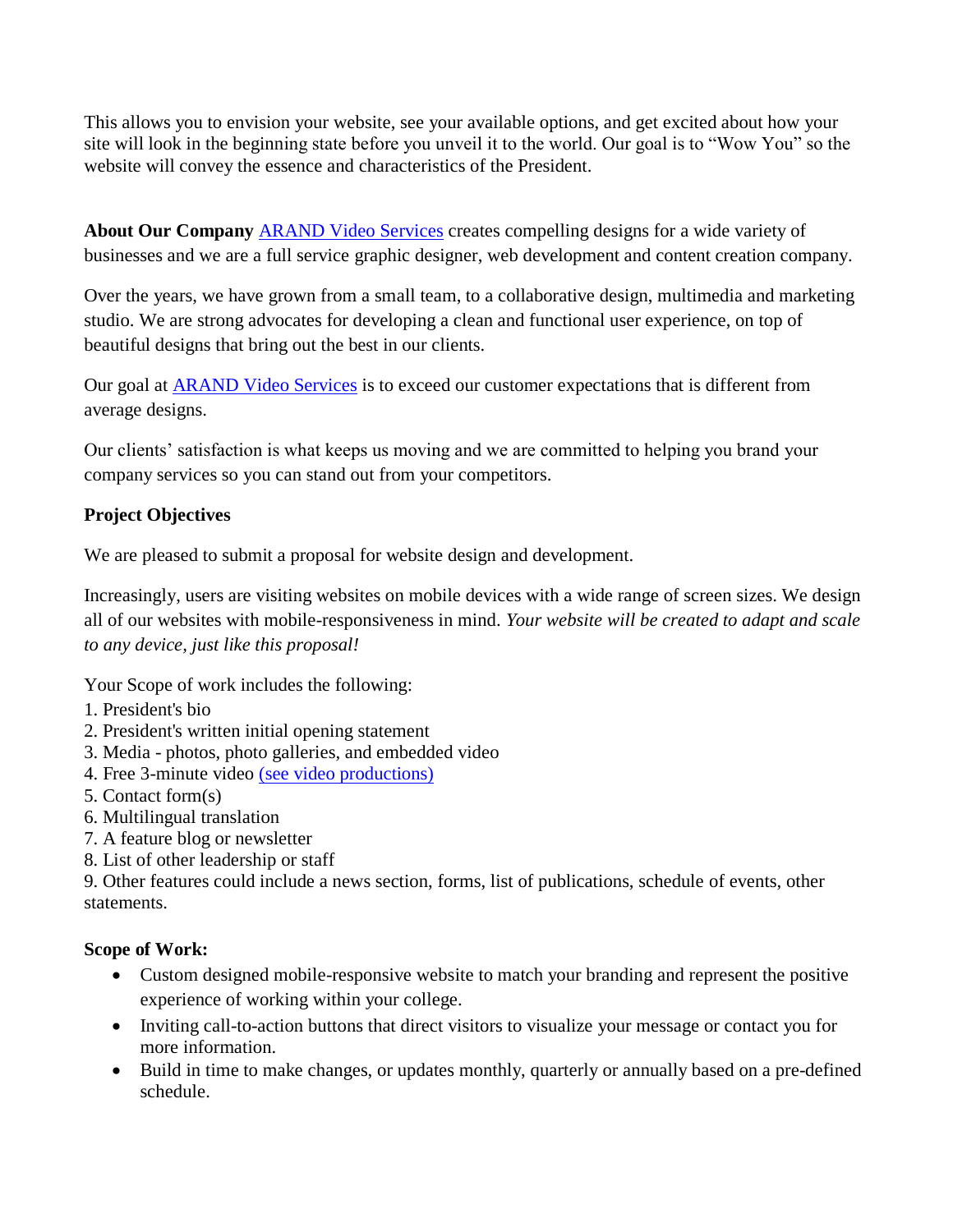This allows you to envision your website, see your available options, and get excited about how your site will look in the beginning state before you unveil it to the world. Our goal is to "Wow You" so the website will convey the essence and characteristics of the President.

**About Our Company** [ARAND Video Services]() creates compelling designs for a wide variety of businesses and we are a full service graphic designer, web development and content creation company.

Over the years, we have grown from a small team, to a collaborative design, multimedia and marketing studio. We are strong advocates for developing a clean and functional user experience, on top of beautiful designs that bring out the best in our clients.

Our goal at [ARAND Video Services]() is to exceed our customer expectations that is different from average designs.

Our clients' satisfaction is what keeps us moving and we are committed to helping you brand your company services so you can stand out from your competitors.

**Project Objectives**

We are pleased to submit a proposal for website design and development.

Increasingly, users are visiting websites on mobile devices with a wide range of screen sizes. We design all of our websites with mobile-responsiveness in mind. *Your website will be created to adapt and scale to any device, just like this proposal!*

Your Scope of work includes the following:

1. President's bio
2. President's written initial opening statement
3. Media - photos, photo galleries, and embedded video
4. Free 3-minute video [(see video productions)]()
5. Contact form(s)
6. Multilingual translation
7. A feature blog or newsletter
8. List of other leadership or staff
9. Other features could include a news section, forms, list of publications, schedule of events, other statements.

**Scope of Work:**

- Custom designed mobile-responsive website to match your branding and represent the positive experience of working within your college.
- Inviting call-to-action buttons that direct visitors to visualize your message or contact you for more information.
- Build in time to make changes, or updates monthly, quarterly or annually based on a pre-defined schedule.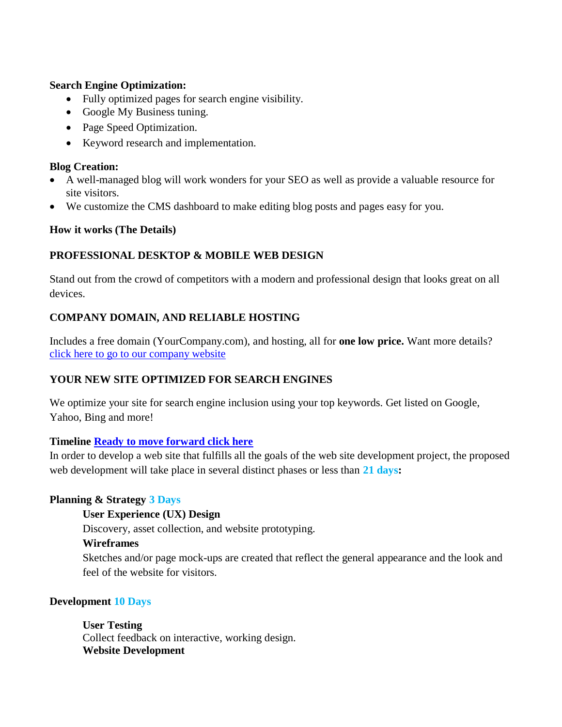**Search Engine Optimization:**

- Fully optimized pages for search engine visibility.
- Google My Business tuning.
- Page Speed Optimization.
- Keyword research and implementation.

**Blog Creation:**

- A well-managed blog will work wonders for your SEO as well as provide a valuable resource for site visitors.
- We customize the CMS dashboard to make editing blog posts and pages easy for you.

**How it works (The Details)**

**PROFESSIONAL DESKTOP & MOBILE WEB DESIGN**

Stand out from the crowd of competitors with a modern and professional design that looks great on all devices.

**COMPANY DOMAIN, AND RELIABLE HOSTING**

Includes a free domain (YourCompany.com), and hosting, all for **one low price.** Want more details? click here to go to our company website

**YOUR NEW SITE OPTIMIZED FOR SEARCH ENGINES**

We optimize your site for search engine inclusion using your top keywords. Get listed on Google, Yahoo, Bing and more!

**Timeline** **Ready to move forward click here**

In order to develop a web site that fulfills all the goals of the web site development project, the proposed web development will take place in several distinct phases or less than **21 days:**

**Planning & Strategy 3 Days**

> **User Experience (UX) Design**
>
> Discovery, asset collection, and website prototyping.
>
> **Wireframes**
>
> Sketches and/or page mock-ups are created that reflect the general appearance and the look and feel of the website for visitors.

**Development 10 Days**

> **User Testing**
>
> Collect feedback on interactive, working design.
>
> **Website Development**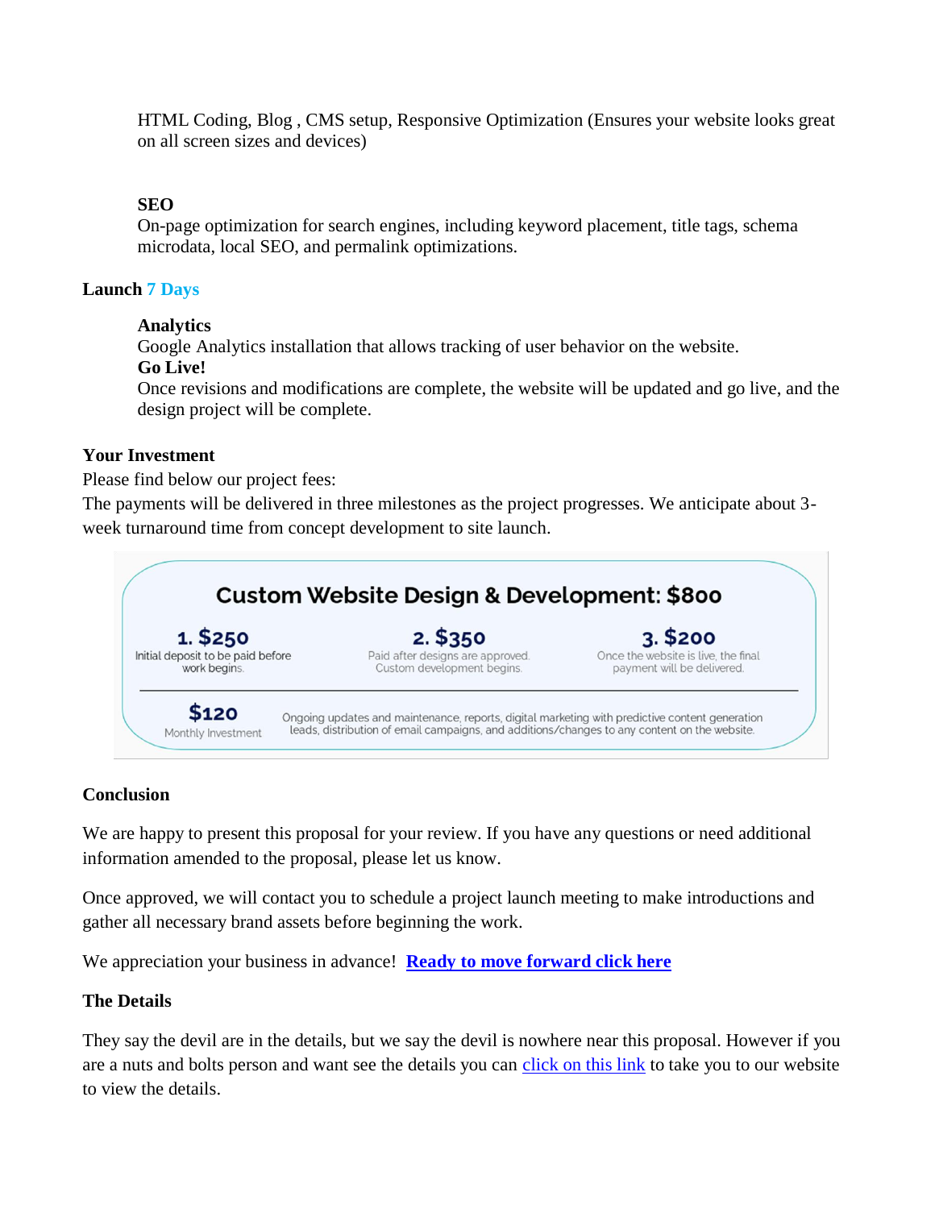HTML Coding, Blog , CMS setup, Responsive Optimization (Ensures your website looks great on all screen sizes and devices)

**SEO**
On-page optimization for search engines, including keyword placement, title tags, schema microdata, local SEO, and permalink optimizations.

**Launch 7 Days**

**Analytics**
Google Analytics installation that allows tracking of user behavior on the website.
**Go Live!**
Once revisions and modifications are complete, the website will be updated and go live, and the design project will be complete.

**Your Investment**
Please find below our project fees:
The payments will be delivered in three milestones as the project progresses. We anticipate about 3-week turnaround time from concept development to site launch.

**Custom Website Design & Development: $800**

| 1. $250 | 2. $350 | 3. $200 |
| --- | --- | --- |
| Initial deposit to be paid before work begins. | Paid after designs are approved. Custom development begins. | Once the website is live, the final payment will be delivered. |

**$120** Monthly Investment — Ongoing updates and maintenance, reports, digital marketing with predictive content generation leads, distribution of email campaigns, and additions/changes to any content on the website.

**Conclusion**

We are happy to present this proposal for your review. If you have any questions or need additional information amended to the proposal, please let us know.

Once approved, we will contact you to schedule a project launch meeting to make introductions and gather all necessary brand assets before beginning the work.

We appreciation your business in advance! **Ready to move forward click here**

**The Details**

They say the devil are in the details, but we say the devil is nowhere near this proposal. However if you are a nuts and bolts person and want see the details you can click on this link to take you to our website to view the details.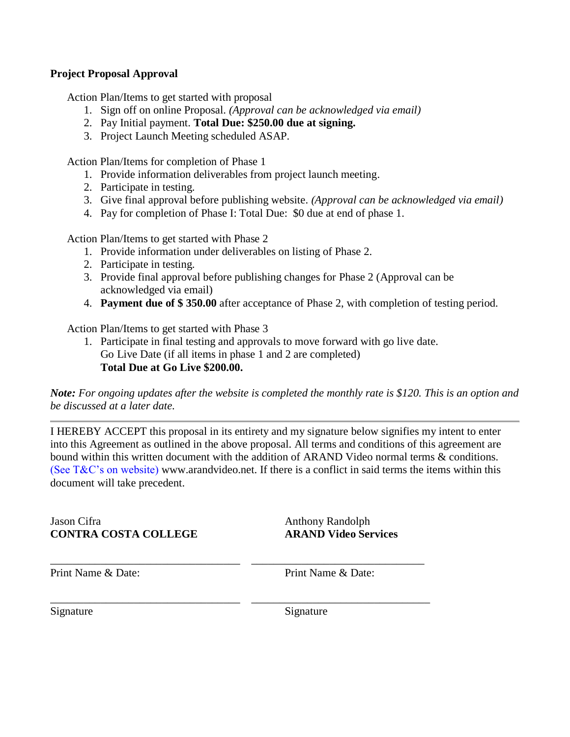**Project Proposal Approval**

Action Plan/Items to get started with proposal

1. Sign off on online Proposal. *(Approval can be acknowledged via email)*
2. Pay Initial payment. **Total Due: $250.00 due at signing.**
3. Project Launch Meeting scheduled ASAP.

Action Plan/Items for completion of Phase 1

1. Provide information deliverables from project launch meeting.
2. Participate in testing.
3. Give final approval before publishing website. *(Approval can be acknowledged via email)*
4. Pay for completion of Phase I: Total Due: $0 due at end of phase 1.

Action Plan/Items to get started with Phase 2

1. Provide information under deliverables on listing of Phase 2.
2. Participate in testing.
3. Provide final approval before publishing changes for Phase 2 (Approval can be acknowledged via email)
4. **Payment due of $ 350.00** after acceptance of Phase 2, with completion of testing period.

Action Plan/Items to get started with Phase 3

1. Participate in final testing and approvals to move forward with go live date.
   Go Live Date (if all items in phase 1 and 2 are completed)
   **Total Due at Go Live $200.00.**

***Note:*** *For ongoing updates after the website is completed the monthly rate is $120. This is an option and be discussed at a later date.*

---

I HEREBY ACCEPT this proposal in its entirety and my signature below signifies my intent to enter into this Agreement as outlined in the above proposal. All terms and conditions of this agreement are bound within this written document with the addition of ARAND Video normal terms & conditions. (See T&C's on website) www.arandvideo.net. If there is a conflict in said terms the items within this document will take precedent.

Jason Cifra
**CONTRA COSTA COLLEGE**

\_\_\_\_\_\_\_\_\_\_\_\_\_\_\_\_\_\_\_\_\_\_\_\_\_\_\_\_\_\_\_\_
Print Name & Date:

\_\_\_\_\_\_\_\_\_\_\_\_\_\_\_\_\_\_\_\_\_\_\_\_\_\_\_\_\_\_\_\_
Signature

Anthony Randolph
**ARAND Video Services**

\_\_\_\_\_\_\_\_\_\_\_\_\_\_\_\_\_\_\_\_\_\_\_\_\_\_\_\_\_\_\_\_
Print Name & Date:

\_\_\_\_\_\_\_\_\_\_\_\_\_\_\_\_\_\_\_\_\_\_\_\_\_\_\_\_\_\_\_\_
Signature